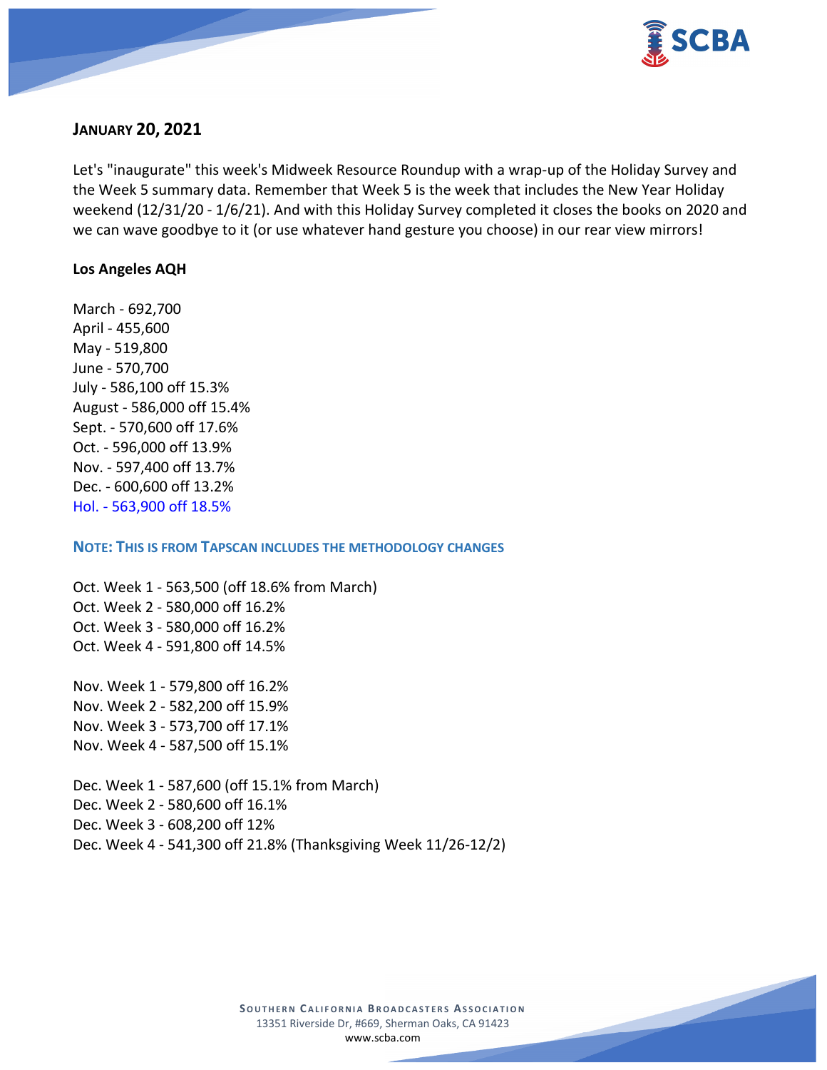## JANUARY 20, 2021

Let's "inaugurate" this week's Midweek Resource Roundup with a wrap-up of the Holiday Survey and the Week 5 summary data. Remember that Week 5 is the week that includes the New Year Holiday weekend (12/31/20 - 1/6/21). And with this Holiday Survey completed it closes the books on 2020 and we can wave goodbye to it (or use whatever hand gesture you choose) in our rear view mirrors!

**Los Angeles AQH**

March - 692,700
April - 455,600
May - 519,800
June - 570,700
July - 586,100 off 15.3%
August - 586,000 off 15.4%
Sept. - 570,600 off 17.6%
Oct. - 596,000 off 13.9%
Nov. - 597,400 off 13.7%
Dec. - 600,600 off 13.2%
Hol. - 563,900 off 18.5%

**NOTE: THIS IS FROM TAPSCAN INCLUDES THE METHODOLOGY CHANGES**

Oct. Week 1 - 563,500 (off 18.6% from March)
Oct. Week 2 - 580,000 off 16.2%
Oct. Week 3 - 580,000 off 16.2%
Oct. Week 4 - 591,800 off 14.5%

Nov. Week 1 - 579,800 off 16.2%
Nov. Week 2 - 582,200 off 15.9%
Nov. Week 3 - 573,700 off 17.1%
Nov. Week 4 - 587,500 off 15.1%

Dec. Week 1 - 587,600 (off 15.1% from March)
Dec. Week 2 - 580,600 off 16.1%
Dec. Week 3 - 608,200 off 12%
Dec. Week 4 - 541,300 off 21.8% (Thanksgiving Week 11/26-12/2)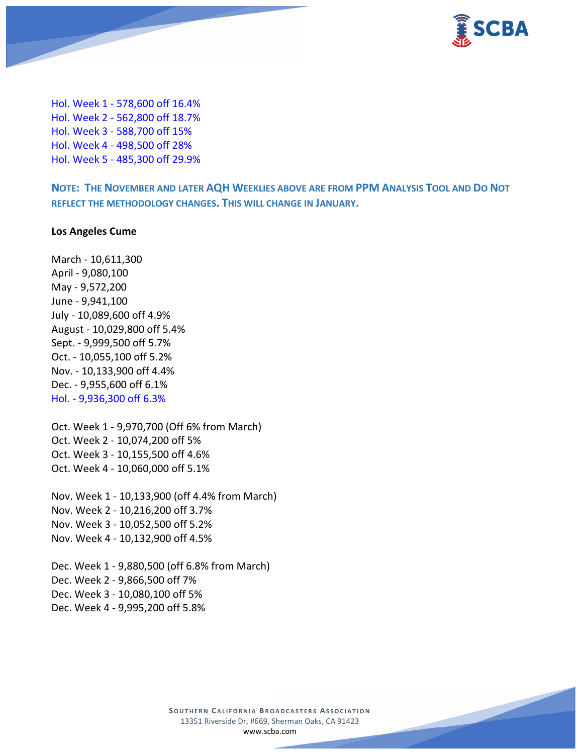Hol. Week 1 - 578,600 off 16.4%
Hol. Week 2 - 562,800 off 18.7%
Hol. Week 3 - 588,700 off 15%
Hol. Week 4 - 498,500 off 28%
Hol. Week 5 - 485,300 off 29.9%

**NOTE: THE NOVEMBER AND LATER AQH WEEKLIES ABOVE ARE FROM PPM ANALYSIS TOOL AND DO NOT REFLECT THE METHODOLOGY CHANGES. THIS WILL CHANGE IN JANUARY.**

**Los Angeles Cume**

March - 10,611,300
April - 9,080,100
May - 9,572,200
June - 9,941,100
July - 10,089,600 off 4.9%
August - 10,029,800 off 5.4%
Sept. - 9,999,500 off 5.7%
Oct. - 10,055,100 off 5.2%
Nov. - 10,133,900 off 4.4%
Dec. - 9,955,600 off 6.1%
Hol. - 9,936,300 off 6.3%

Oct. Week 1 - 9,970,700 (Off 6% from March)
Oct. Week 2 - 10,074,200 off 5%
Oct. Week 3 - 10,155,500 off 4.6%
Oct. Week 4 - 10,060,000 off 5.1%

Nov. Week 1 - 10,133,900 (off 4.4% from March)
Nov. Week 2 - 10,216,200 off 3.7%
Nov. Week 3 - 10,052,500 off 5.2%
Nov. Week 4 - 10,132,900 off 4.5%

Dec. Week 1 - 9,880,500 (off 6.8% from March)
Dec. Week 2 - 9,866,500 off 7%
Dec. Week 3 - 10,080,100 off 5%
Dec. Week 4 - 9,995,200 off 5.8%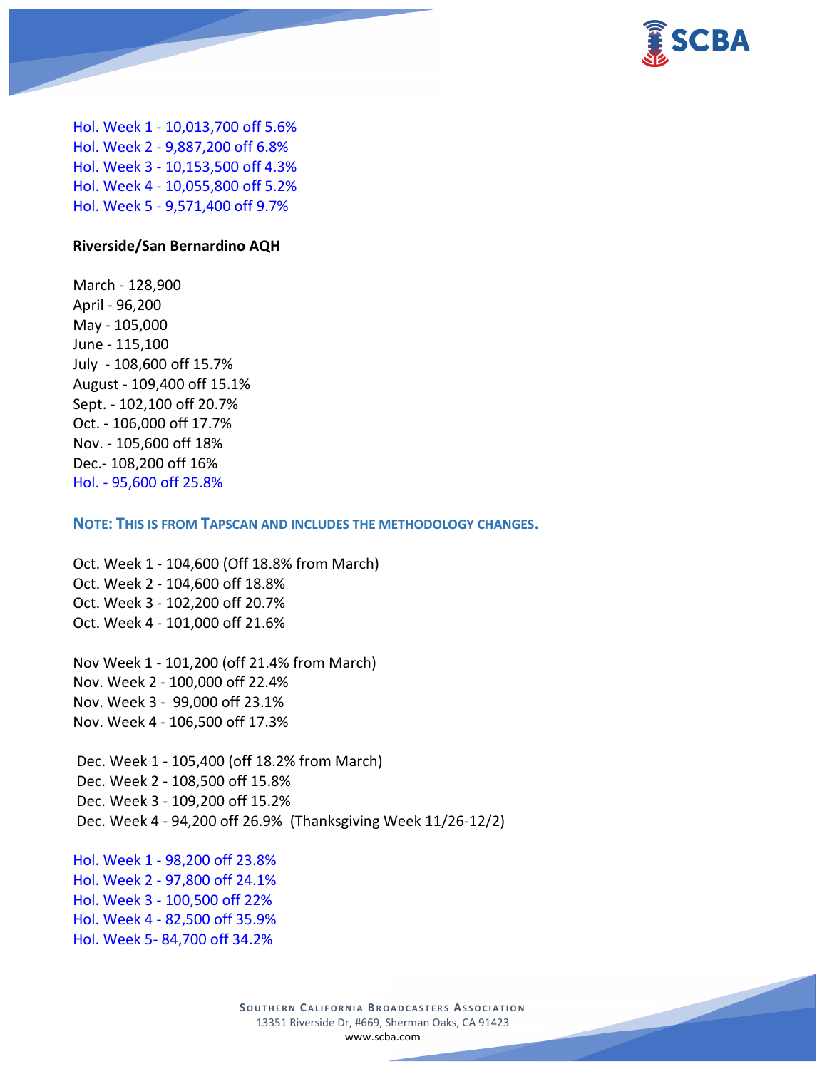Hol. Week 1 - 10,013,700 off 5.6%
Hol. Week 2 - 9,887,200 off 6.8%
Hol. Week 3 - 10,153,500 off 4.3%
Hol. Week 4 - 10,055,800 off 5.2%
Hol. Week 5 - 9,571,400 off 9.7%

**Riverside/San Bernardino AQH**

March - 128,900
April - 96,200
May - 105,000
June - 115,100
July - 108,600 off 15.7%
August - 109,400 off 15.1%
Sept. - 102,100 off 20.7%
Oct. - 106,000 off 17.7%
Nov. - 105,600 off 18%
Dec.- 108,200 off 16%
Hol. - 95,600 off 25.8%

**NOTE: THIS IS FROM TAPSCAN AND INCLUDES THE METHODOLOGY CHANGES.**

Oct. Week 1 - 104,600 (Off 18.8% from March)
Oct. Week 2 - 104,600 off 18.8%
Oct. Week 3 - 102,200 off 20.7%
Oct. Week 4 - 101,000 off 21.6%

Nov Week 1 - 101,200 (off 21.4% from March)
Nov. Week 2 - 100,000 off 22.4%
Nov. Week 3 - 99,000 off 23.1%
Nov. Week 4 - 106,500 off 17.3%

Dec. Week 1 - 105,400 (off 18.2% from March)
Dec. Week 2 - 108,500 off 15.8%
Dec. Week 3 - 109,200 off 15.2%
Dec. Week 4 - 94,200 off 26.9% (Thanksgiving Week 11/26-12/2)

Hol. Week 1 - 98,200 off 23.8%
Hol. Week 2 - 97,800 off 24.1%
Hol. Week 3 - 100,500 off 22%
Hol. Week 4 - 82,500 off 35.9%
Hol. Week 5- 84,700 off 34.2%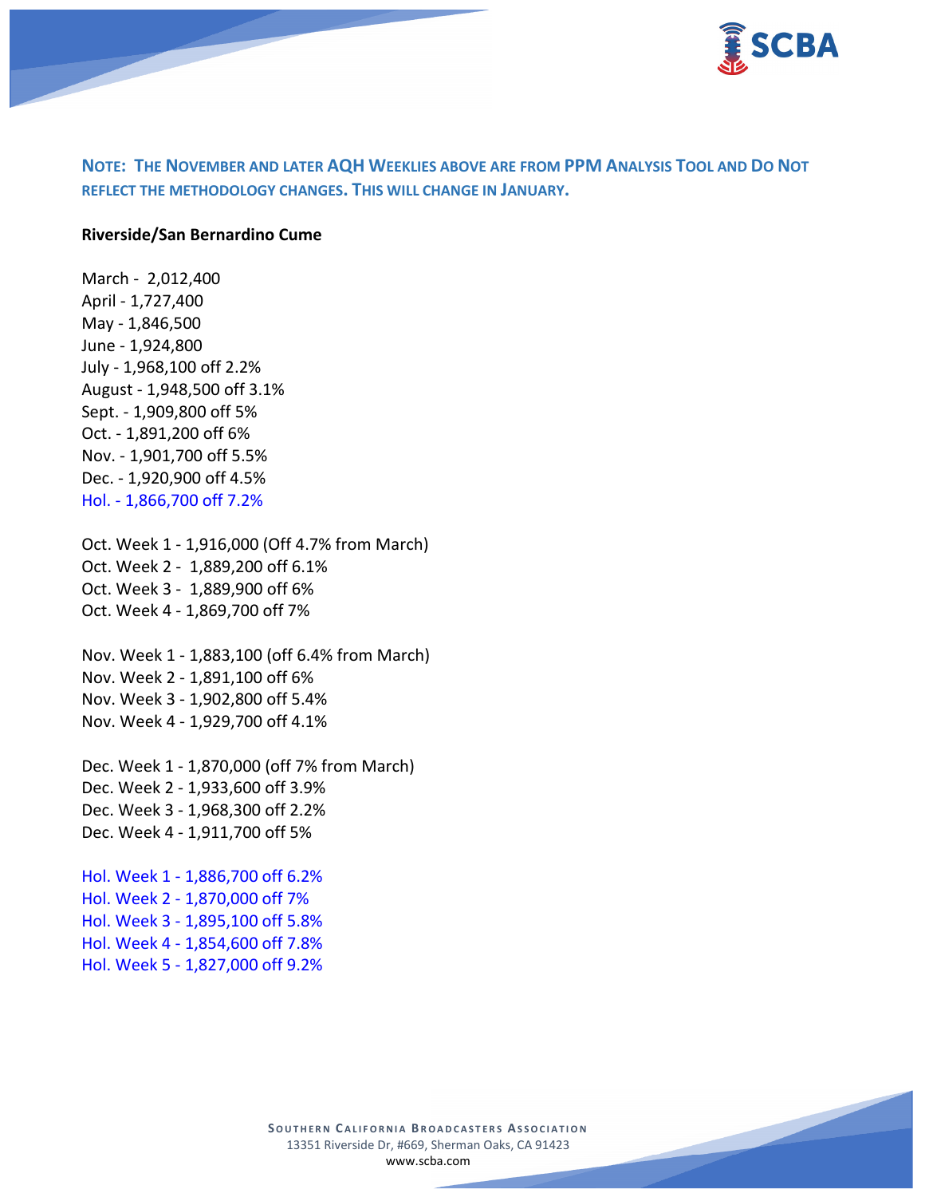**NOTE: THE NOVEMBER AND LATER AQH WEEKLIES ABOVE ARE FROM PPM ANALYSIS TOOL AND DO NOT REFLECT THE METHODOLOGY CHANGES. THIS WILL CHANGE IN JANUARY.**

**Riverside/San Bernardino Cume**

March - 2,012,400
April - 1,727,400
May - 1,846,500
June - 1,924,800
July - 1,968,100 off 2.2%
August - 1,948,500 off 3.1%
Sept. - 1,909,800 off 5%
Oct. - 1,891,200 off 6%
Nov. - 1,901,700 off 5.5%
Dec. - 1,920,900 off 4.5%
Hol. - 1,866,700 off 7.2%

Oct. Week 1 - 1,916,000 (Off 4.7% from March)
Oct. Week 2 - 1,889,200 off 6.1%
Oct. Week 3 - 1,889,900 off 6%
Oct. Week 4 - 1,869,700 off 7%

Nov. Week 1 - 1,883,100 (off 6.4% from March)
Nov. Week 2 - 1,891,100 off 6%
Nov. Week 3 - 1,902,800 off 5.4%
Nov. Week 4 - 1,929,700 off 4.1%

Dec. Week 1 - 1,870,000 (off 7% from March)
Dec. Week 2 - 1,933,600 off 3.9%
Dec. Week 3 - 1,968,300 off 2.2%
Dec. Week 4 - 1,911,700 off 5%

Hol. Week 1 - 1,886,700 off 6.2%
Hol. Week 2 - 1,870,000 off 7%
Hol. Week 3 - 1,895,100 off 5.8%
Hol. Week 4 - 1,854,600 off 7.8%
Hol. Week 5 - 1,827,000 off 9.2%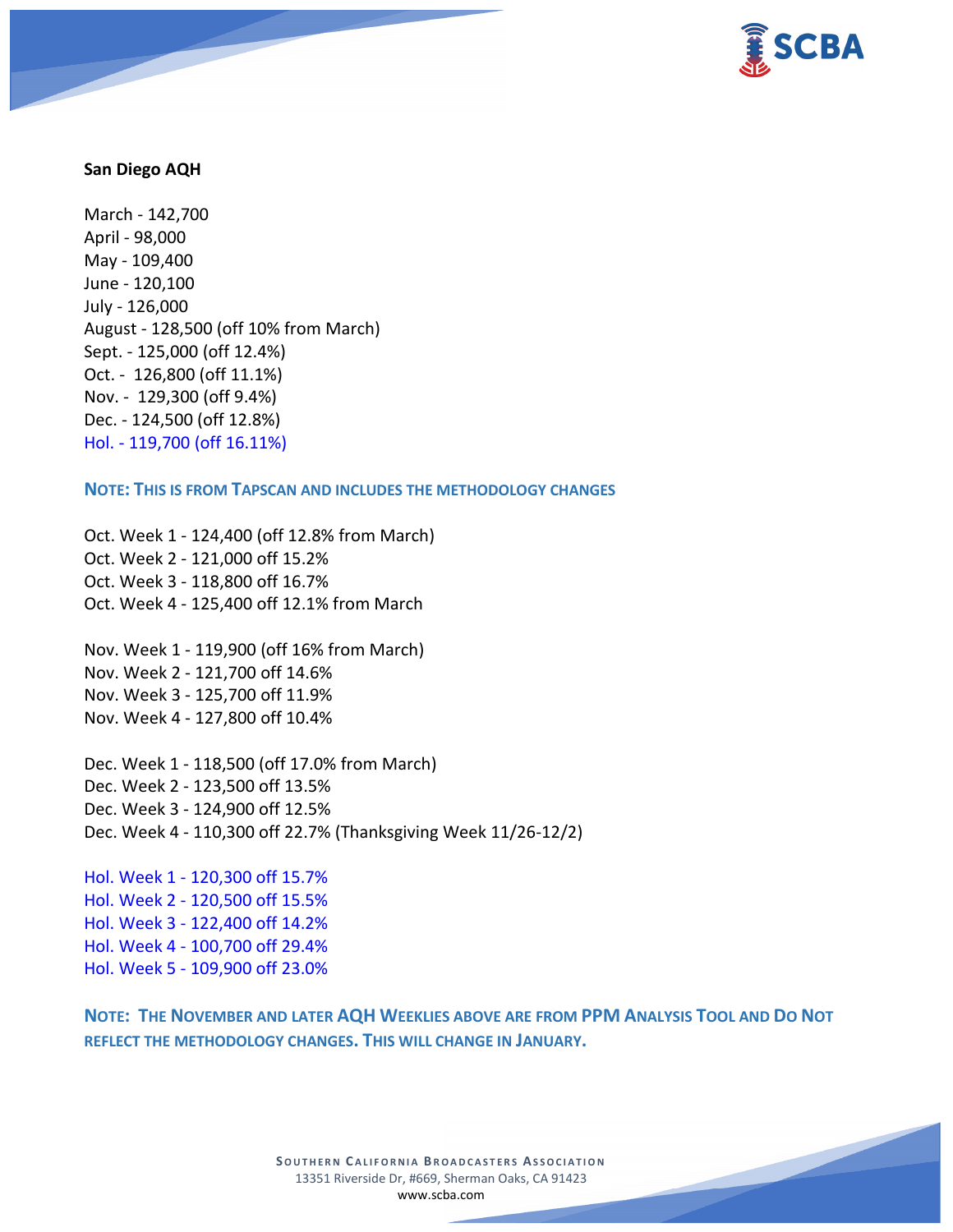**San Diego AQH**

March - 142,700
April - 98,000
May - 109,400
June - 120,100
July - 126,000
August - 128,500 (off 10% from March)
Sept. - 125,000 (off 12.4%)
Oct. - 126,800 (off 11.1%)
Nov. - 129,300 (off 9.4%)
Dec. - 124,500 (off 12.8%)
Hol. - 119,700 (off 16.11%)

**NOTE: THIS IS FROM TAPSCAN AND INCLUDES THE METHODOLOGY CHANGES**

Oct. Week 1 - 124,400 (off 12.8% from March)
Oct. Week 2 - 121,000 off 15.2%
Oct. Week 3 - 118,800 off 16.7%
Oct. Week 4 - 125,400 off 12.1% from March

Nov. Week 1 - 119,900 (off 16% from March)
Nov. Week 2 - 121,700 off 14.6%
Nov. Week 3 - 125,700 off 11.9%
Nov. Week 4 - 127,800 off 10.4%

Dec. Week 1 - 118,500 (off 17.0% from March)
Dec. Week 2 - 123,500 off 13.5%
Dec. Week 3 - 124,900 off 12.5%
Dec. Week 4 - 110,300 off 22.7% (Thanksgiving Week 11/26-12/2)

Hol. Week 1 - 120,300 off 15.7%
Hol. Week 2 - 120,500 off 15.5%
Hol. Week 3 - 122,400 off 14.2%
Hol. Week 4 - 100,700 off 29.4%
Hol. Week 5 - 109,900 off 23.0%

**NOTE: THE NOVEMBER AND LATER AQH WEEKLIES ABOVE ARE FROM PPM ANALYSIS TOOL AND DO NOT REFLECT THE METHODOLOGY CHANGES. THIS WILL CHANGE IN JANUARY.**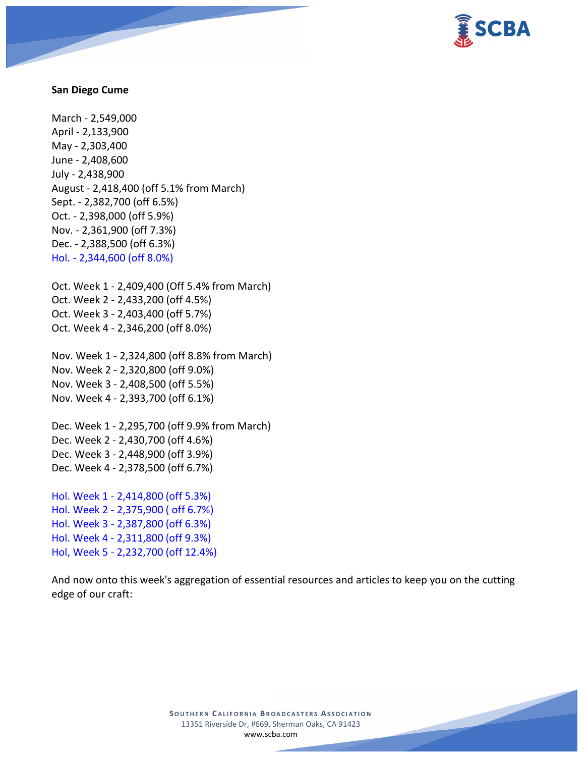**San Diego Cume**

March - 2,549,000
April - 2,133,900
May - 2,303,400
June - 2,408,600
July - 2,438,900
August - 2,418,400 (off 5.1% from March)
Sept. - 2,382,700 (off 6.5%)
Oct. - 2,398,000 (off 5.9%)
Nov. - 2,361,900 (off 7.3%)
Dec. - 2,388,500 (off 6.3%)
Hol. - 2,344,600 (off 8.0%)

Oct. Week 1 - 2,409,400 (Off 5.4% from March)
Oct. Week 2 - 2,433,200 (off 4.5%)
Oct. Week 3 - 2,403,400 (off 5.7%)
Oct. Week 4 - 2,346,200 (off 8.0%)

Nov. Week 1 - 2,324,800 (off 8.8% from March)
Nov. Week 2 - 2,320,800 (off 9.0%)
Nov. Week 3 - 2,408,500 (off 5.5%)
Nov. Week 4 - 2,393,700 (off 6.1%)

Dec. Week 1 - 2,295,700 (off 9.9% from March)
Dec. Week 2 - 2,430,700 (off 4.6%)
Dec. Week 3 - 2,448,900 (off 3.9%)
Dec. Week 4 - 2,378,500 (off 6.7%)

Hol. Week 1 - 2,414,800 (off 5.3%)
Hol. Week 2 - 2,375,900 ( off 6.7%)
Hol. Week 3 - 2,387,800 (off 6.3%)
Hol. Week 4 - 2,311,800 (off 9.3%)
Hol, Week 5 - 2,232,700 (off 12.4%)

And now onto this week's aggregation of essential resources and articles to keep you on the cutting edge of our craft: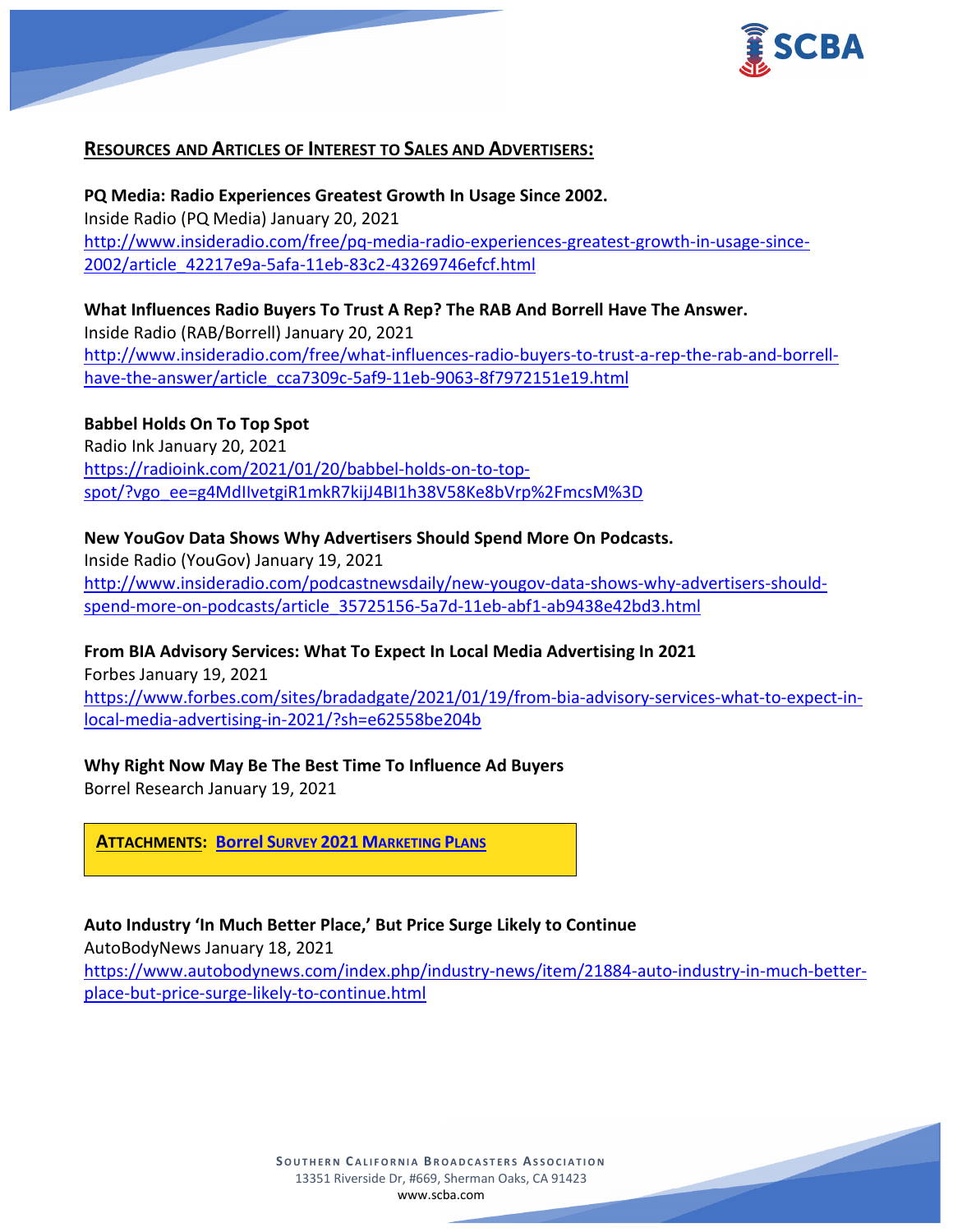## RESOURCES AND ARTICLES OF INTEREST TO SALES AND ADVERTISERS:

**PQ Media: Radio Experiences Greatest Growth In Usage Since 2002.**
Inside Radio (PQ Media) January 20, 2021
http://www.insideradio.com/free/pq-media-radio-experiences-greatest-growth-in-usage-since-2002/article_42217e9a-5afa-11eb-83c2-43269746efcf.html

**What Influences Radio Buyers To Trust A Rep? The RAB And Borrell Have The Answer.**
Inside Radio (RAB/Borrell) January 20, 2021
http://www.insideradio.com/free/what-influences-radio-buyers-to-trust-a-rep-the-rab-and-borrell-have-the-answer/article_cca7309c-5af9-11eb-9063-8f7972151e19.html

**Babbel Holds On To Top Spot**
Radio Ink January 20, 2021
https://radioink.com/2021/01/20/babbel-holds-on-to-top-spot/?vgo_ee=g4MdIlvetgiR1mkR7kijJ4BI1h38V58Ke8bVrp%2FmcsM%3D

**New YouGov Data Shows Why Advertisers Should Spend More On Podcasts.**
Inside Radio (YouGov) January 19, 2021
http://www.insideradio.com/podcastnewsdaily/new-yougov-data-shows-why-advertisers-should-spend-more-on-podcasts/article_35725156-5a7d-11eb-abf1-ab9438e42bd3.html

**From BIA Advisory Services: What To Expect In Local Media Advertising In 2021**
Forbes January 19, 2021
https://www.forbes.com/sites/bradadgate/2021/01/19/from-bia-advisory-services-what-to-expect-in-local-media-advertising-in-2021/?sh=e62558be204b

**Why Right Now May Be The Best Time To Influence Ad Buyers**
Borrel Research January 19, 2021

**ATTACHMENTS: Borrel Survey 2021 Marketing Plans**

**Auto Industry 'In Much Better Place,' But Price Surge Likely to Continue**
AutoBodyNews January 18, 2021
https://www.autobodynews.com/index.php/industry-news/item/21884-auto-industry-in-much-better-place-but-price-surge-likely-to-continue.html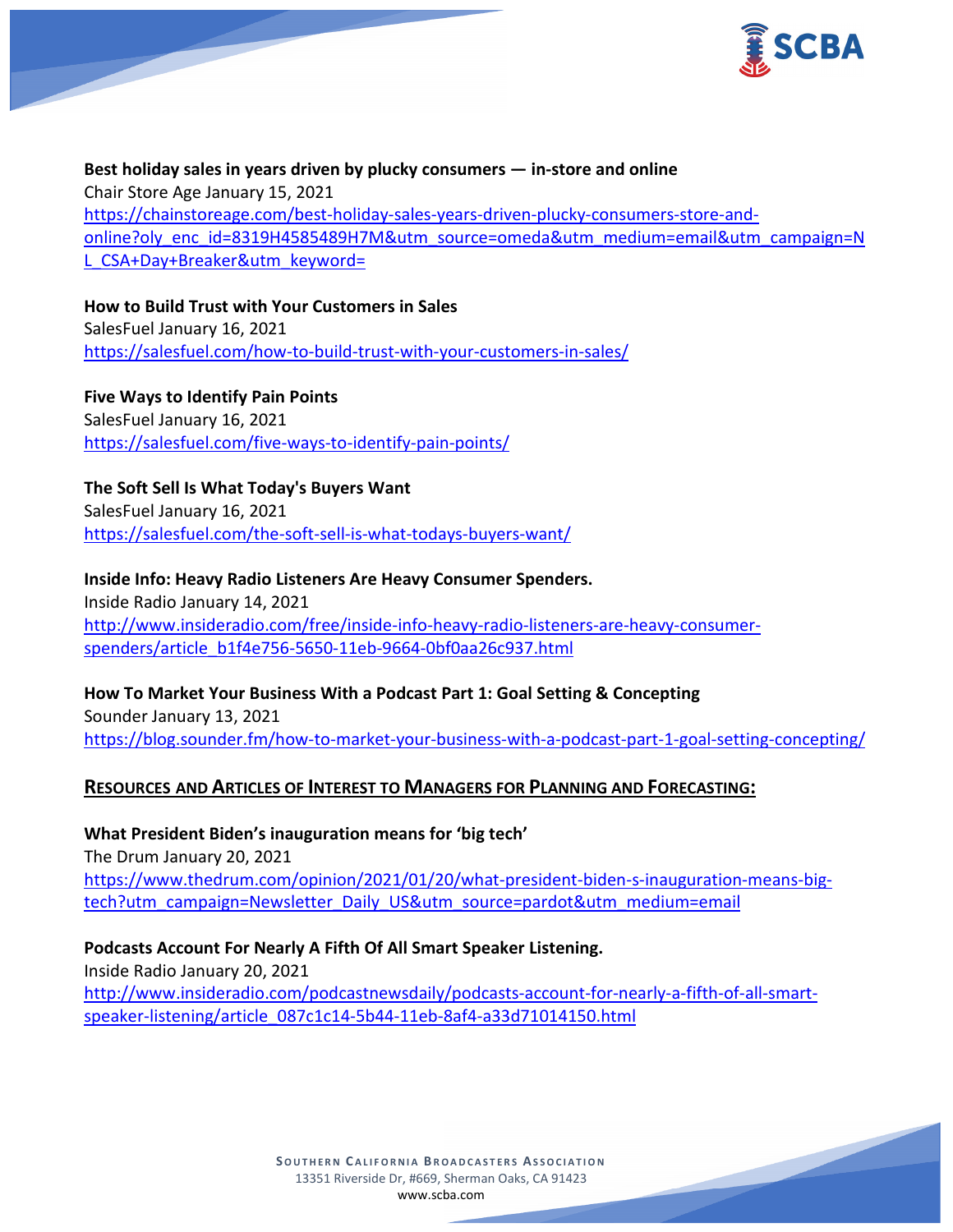**Best holiday sales in years driven by plucky consumers — in-store and online**
Chair Store Age January 15, 2021
https://chainstoreage.com/best-holiday-sales-years-driven-plucky-consumers-store-and-online?oly_enc_id=8319H4585489H7M&utm_source=omeda&utm_medium=email&utm_campaign=NL_CSA+Day+Breaker&utm_keyword=

**How to Build Trust with Your Customers in Sales**
SalesFuel January 16, 2021
https://salesfuel.com/how-to-build-trust-with-your-customers-in-sales/

**Five Ways to Identify Pain Points**
SalesFuel January 16, 2021
https://salesfuel.com/five-ways-to-identify-pain-points/

**The Soft Sell Is What Today's Buyers Want**
SalesFuel January 16, 2021
https://salesfuel.com/the-soft-sell-is-what-todays-buyers-want/

**Inside Info: Heavy Radio Listeners Are Heavy Consumer Spenders.**
Inside Radio January 14, 2021
http://www.insideradio.com/free/inside-info-heavy-radio-listeners-are-heavy-consumer-spenders/article_b1f4e756-5650-11eb-9664-0bf0aa26c937.html

**How To Market Your Business With a Podcast Part 1: Goal Setting & Concepting**
Sounder January 13, 2021
https://blog.sounder.fm/how-to-market-your-business-with-a-podcast-part-1-goal-setting-concepting/

## RESOURCES AND ARTICLES OF INTEREST TO MANAGERS FOR PLANNING AND FORECASTING:

**What President Biden's inauguration means for 'big tech'**
The Drum January 20, 2021
https://www.thedrum.com/opinion/2021/01/20/what-president-biden-s-inauguration-means-big-tech?utm_campaign=Newsletter_Daily_US&utm_source=pardot&utm_medium=email

**Podcasts Account For Nearly A Fifth Of All Smart Speaker Listening.**
Inside Radio January 20, 2021
http://www.insideradio.com/podcastnewsdaily/podcasts-account-for-nearly-a-fifth-of-all-smart-speaker-listening/article_087c1c14-5b44-11eb-8af4-a33d71014150.html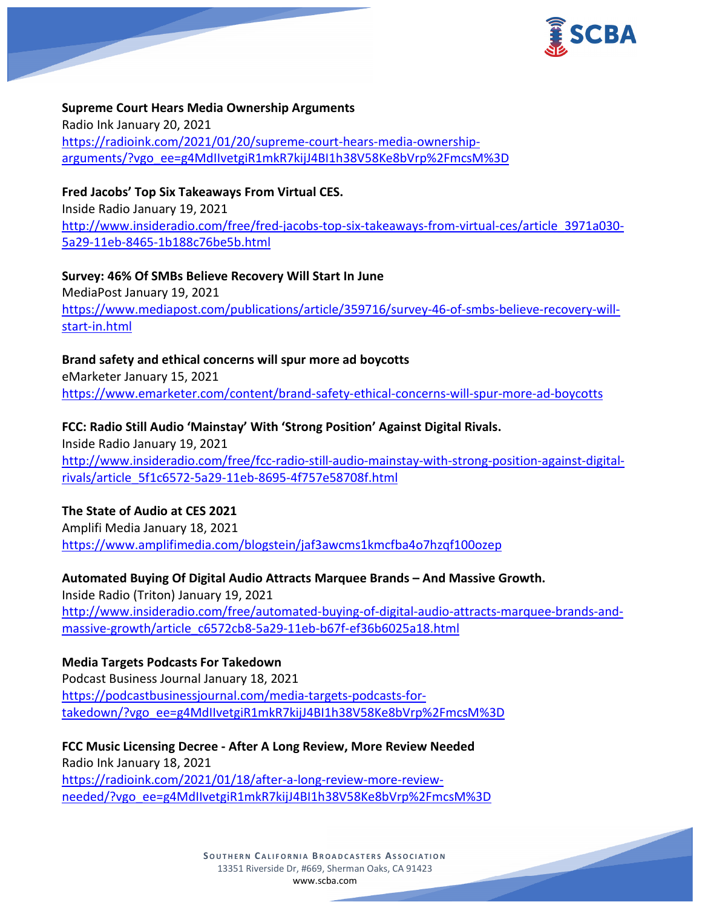**Supreme Court Hears Media Ownership Arguments**
Radio Ink January 20, 2021
https://radioink.com/2021/01/20/supreme-court-hears-media-ownership-arguments/?vgo_ee=g4MdIIvetgiR1mkR7kijJ4BI1h38V58Ke8bVrp%2FmcsM%3D

**Fred Jacobs' Top Six Takeaways From Virtual CES.**
Inside Radio January 19, 2021
http://www.insideradio.com/free/fred-jacobs-top-six-takeaways-from-virtual-ces/article_3971a030-5a29-11eb-8465-1b188c76be5b.html

**Survey: 46% Of SMBs Believe Recovery Will Start In June**
MediaPost January 19, 2021
https://www.mediapost.com/publications/article/359716/survey-46-of-smbs-believe-recovery-will-start-in.html

**Brand safety and ethical concerns will spur more ad boycotts**
eMarketer January 15, 2021
https://www.emarketer.com/content/brand-safety-ethical-concerns-will-spur-more-ad-boycotts

**FCC: Radio Still Audio 'Mainstay' With 'Strong Position' Against Digital Rivals.**
Inside Radio January 19, 2021
http://www.insideradio.com/free/fcc-radio-still-audio-mainstay-with-strong-position-against-digital-rivals/article_5f1c6572-5a29-11eb-8695-4f757e58708f.html

**The State of Audio at CES 2021**
Amplifi Media January 18, 2021
https://www.amplifimedia.com/blogstein/jaf3awcms1kmcfba4o7hzqf100ozep

**Automated Buying Of Digital Audio Attracts Marquee Brands – And Massive Growth.**
Inside Radio (Triton) January 19, 2021
http://www.insideradio.com/free/automated-buying-of-digital-audio-attracts-marquee-brands-and-massive-growth/article_c6572cb8-5a29-11eb-b67f-ef36b6025a18.html

**Media Targets Podcasts For Takedown**
Podcast Business Journal January 18, 2021
https://podcastbusinessjournal.com/media-targets-podcasts-for-takedown/?vgo_ee=g4MdIIvetgiR1mkR7kijJ4BI1h38V58Ke8bVrp%2FmcsM%3D

**FCC Music Licensing Decree - After A Long Review, More Review Needed**
Radio Ink January 18, 2021
https://radioink.com/2021/01/18/after-a-long-review-more-review-needed/?vgo_ee=g4MdIIvetgiR1mkR7kijJ4BI1h38V58Ke8bVrp%2FmcsM%3D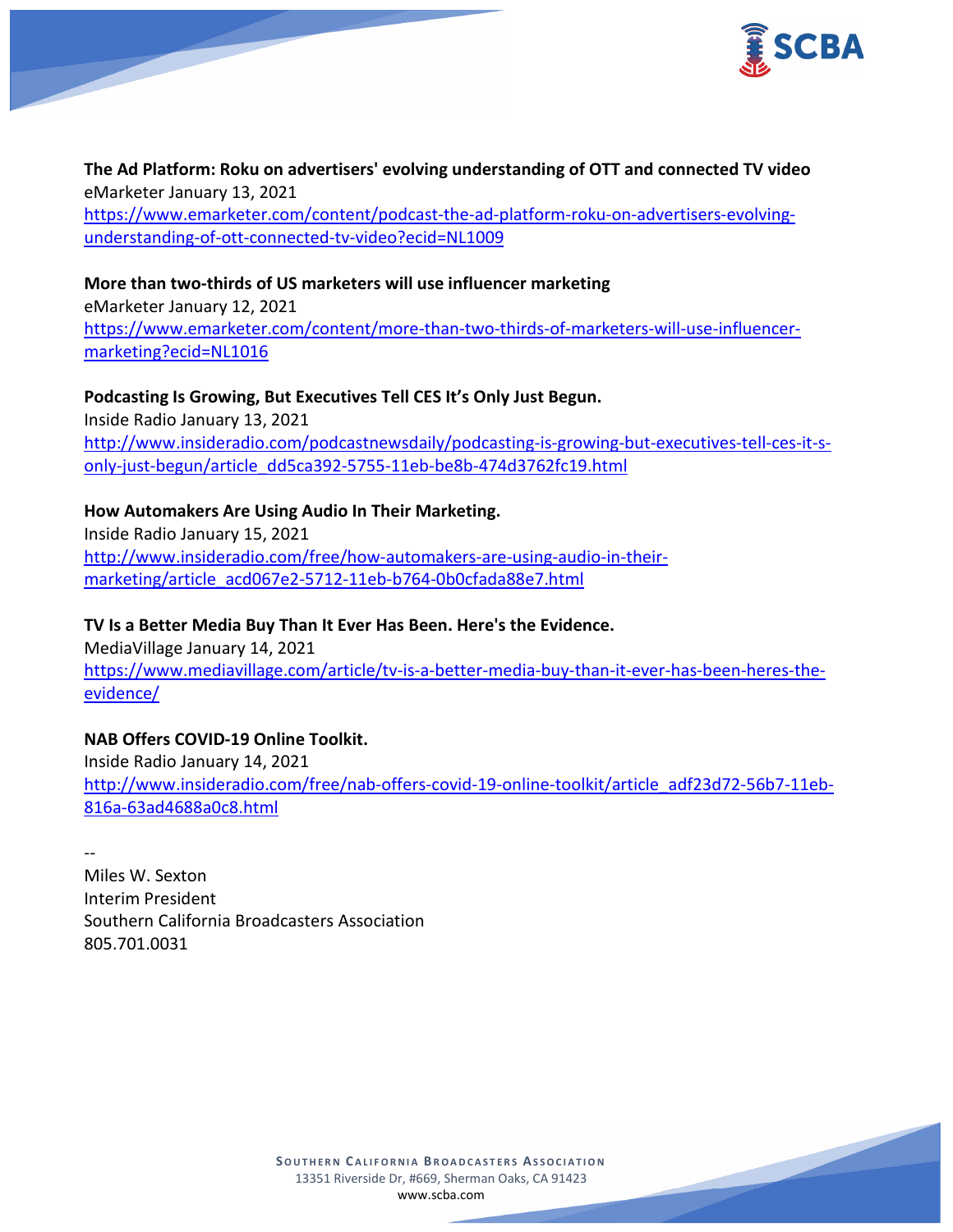**The Ad Platform: Roku on advertisers' evolving understanding of OTT and connected TV video**
eMarketer January 13, 2021
https://www.emarketer.com/content/podcast-the-ad-platform-roku-on-advertisers-evolving-understanding-of-ott-connected-tv-video?ecid=NL1009

**More than two-thirds of US marketers will use influencer marketing**
eMarketer January 12, 2021
https://www.emarketer.com/content/more-than-two-thirds-of-marketers-will-use-influencer-marketing?ecid=NL1016

**Podcasting Is Growing, But Executives Tell CES It's Only Just Begun.**
Inside Radio January 13, 2021
http://www.insideradio.com/podcastnewsdaily/podcasting-is-growing-but-executives-tell-ces-it-s-only-just-begun/article_dd5ca392-5755-11eb-be8b-474d3762fc19.html

**How Automakers Are Using Audio In Their Marketing.**
Inside Radio January 15, 2021
http://www.insideradio.com/free/how-automakers-are-using-audio-in-their-marketing/article_acd067e2-5712-11eb-b764-0b0cfada88e7.html

**TV Is a Better Media Buy Than It Ever Has Been. Here's the Evidence.**
MediaVillage January 14, 2021
https://www.mediavillage.com/article/tv-is-a-better-media-buy-than-it-ever-has-been-heres-the-evidence/

**NAB Offers COVID-19 Online Toolkit.**
Inside Radio January 14, 2021
http://www.insideradio.com/free/nab-offers-covid-19-online-toolkit/article_adf23d72-56b7-11eb-816a-63ad4688a0c8.html

--
Miles W. Sexton
Interim President
Southern California Broadcasters Association
805.701.0031